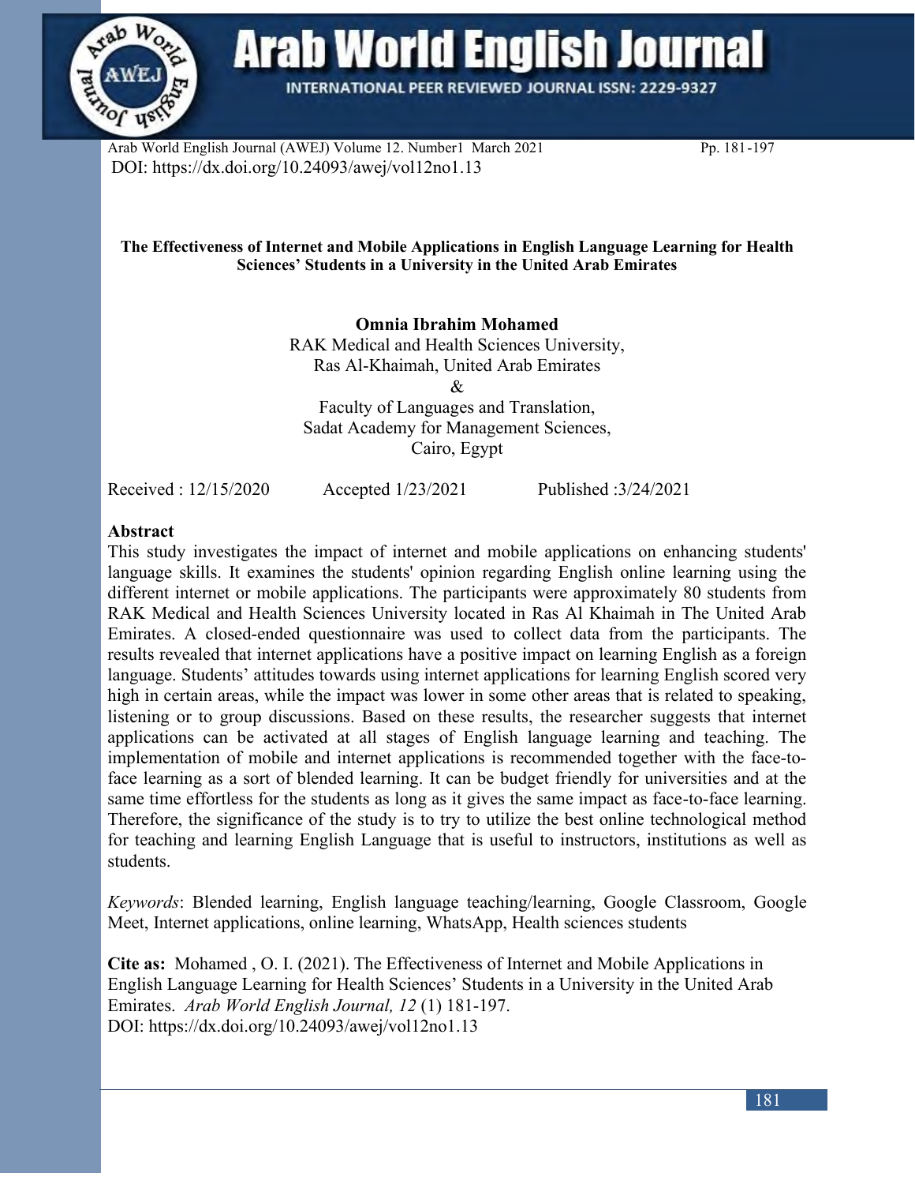DOI: https://dx.doi.org/10.24093/awej/vol12no1.13

**The Effectiveness of Internet and Mobile Applications in English Language Learning for Health Sciences' Students in a University in the United Arab Emirates**

**Omnia Ibrahim Mohamed**
RAK Medical and Health Sciences University,
Ras Al-Khaimah, United Arab Emirates
&
Faculty of Languages and Translation,
Sadat Academy for Management Sciences,
Cairo, Egypt

Received : 12/15/2020 Accepted 1/23/2021 Published :3/24/2021

## Abstract

This study investigates the impact of internet and mobile applications on enhancing students' language skills. It examines the students' opinion regarding English online learning using the different internet or mobile applications. The participants were approximately 80 students from RAK Medical and Health Sciences University located in Ras Al Khaimah in The United Arab Emirates. A closed-ended questionnaire was used to collect data from the participants. The results revealed that internet applications have a positive impact on learning English as a foreign language. Students' attitudes towards using internet applications for learning English scored very high in certain areas, while the impact was lower in some other areas that is related to speaking, listening or to group discussions. Based on these results, the researcher suggests that internet applications can be activated at all stages of English language learning and teaching. The implementation of mobile and internet applications is recommended together with the face-to-face learning as a sort of blended learning. It can be budget friendly for universities and at the same time effortless for the students as long as it gives the same impact as face-to-face learning. Therefore, the significance of the study is to try to utilize the best online technological method for teaching and learning English Language that is useful to instructors, institutions as well as students.

*Keywords*: Blended learning, English language teaching/learning, Google Classroom, Google Meet, Internet applications, online learning, WhatsApp, Health sciences students

**Cite as:** Mohamed , O. I. (2021). The Effectiveness of Internet and Mobile Applications in English Language Learning for Health Sciences' Students in a University in the United Arab Emirates. *Arab World English Journal, 12* (1) 181-197.
DOI: https://dx.doi.org/10.24093/awej/vol12no1.13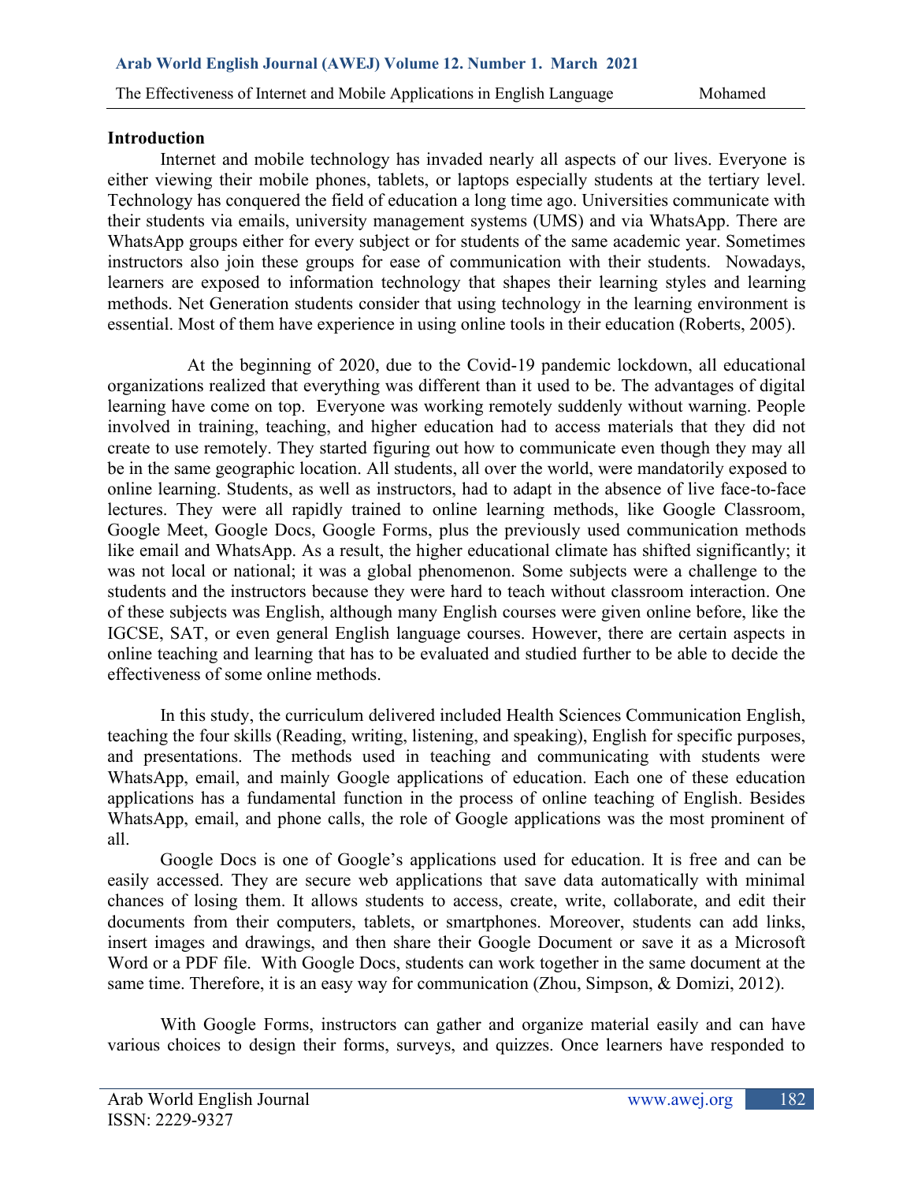## Introduction

Internet and mobile technology has invaded nearly all aspects of our lives. Everyone is either viewing their mobile phones, tablets, or laptops especially students at the tertiary level. Technology has conquered the field of education a long time ago. Universities communicate with their students via emails, university management systems (UMS) and via WhatsApp. There are WhatsApp groups either for every subject or for students of the same academic year. Sometimes instructors also join these groups for ease of communication with their students. Nowadays, learners are exposed to information technology that shapes their learning styles and learning methods. Net Generation students consider that using technology in the learning environment is essential. Most of them have experience in using online tools in their education (Roberts, 2005).

At the beginning of 2020, due to the Covid-19 pandemic lockdown, all educational organizations realized that everything was different than it used to be. The advantages of digital learning have come on top. Everyone was working remotely suddenly without warning. People involved in training, teaching, and higher education had to access materials that they did not create to use remotely. They started figuring out how to communicate even though they may all be in the same geographic location. All students, all over the world, were mandatorily exposed to online learning. Students, as well as instructors, had to adapt in the absence of live face-to-face lectures. They were all rapidly trained to online learning methods, like Google Classroom, Google Meet, Google Docs, Google Forms, plus the previously used communication methods like email and WhatsApp. As a result, the higher educational climate has shifted significantly; it was not local or national; it was a global phenomenon. Some subjects were a challenge to the students and the instructors because they were hard to teach without classroom interaction. One of these subjects was English, although many English courses were given online before, like the IGCSE, SAT, or even general English language courses. However, there are certain aspects in online teaching and learning that has to be evaluated and studied further to be able to decide the effectiveness of some online methods.

In this study, the curriculum delivered included Health Sciences Communication English, teaching the four skills (Reading, writing, listening, and speaking), English for specific purposes, and presentations. The methods used in teaching and communicating with students were WhatsApp, email, and mainly Google applications of education. Each one of these education applications has a fundamental function in the process of online teaching of English. Besides WhatsApp, email, and phone calls, the role of Google applications was the most prominent of all.

Google Docs is one of Google's applications used for education. It is free and can be easily accessed. They are secure web applications that save data automatically with minimal chances of losing them. It allows students to access, create, write, collaborate, and edit their documents from their computers, tablets, or smartphones. Moreover, students can add links, insert images and drawings, and then share their Google Document or save it as a Microsoft Word or a PDF file. With Google Docs, students can work together in the same document at the same time. Therefore, it is an easy way for communication (Zhou, Simpson, & Domizi, 2012).

With Google Forms, instructors can gather and organize material easily and can have various choices to design their forms, surveys, and quizzes. Once learners have responded to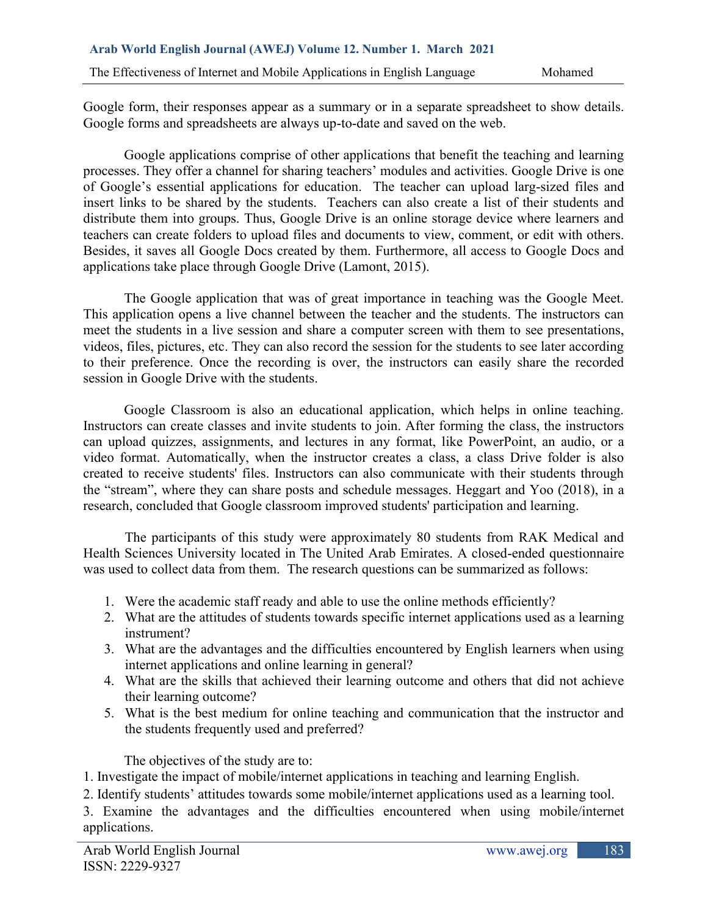Google form, their responses appear as a summary or in a separate spreadsheet to show details. Google forms and spreadsheets are always up-to-date and saved on the web.

Google applications comprise of other applications that benefit the teaching and learning processes. They offer a channel for sharing teachers' modules and activities. Google Drive is one of Google's essential applications for education. The teacher can upload larg-sized files and insert links to be shared by the students. Teachers can also create a list of their students and distribute them into groups. Thus, Google Drive is an online storage device where learners and teachers can create folders to upload files and documents to view, comment, or edit with others. Besides, it saves all Google Docs created by them. Furthermore, all access to Google Docs and applications take place through Google Drive (Lamont, 2015).

The Google application that was of great importance in teaching was the Google Meet. This application opens a live channel between the teacher and the students. The instructors can meet the students in a live session and share a computer screen with them to see presentations, videos, files, pictures, etc. They can also record the session for the students to see later according to their preference. Once the recording is over, the instructors can easily share the recorded session in Google Drive with the students.

Google Classroom is also an educational application, which helps in online teaching. Instructors can create classes and invite students to join. After forming the class, the instructors can upload quizzes, assignments, and lectures in any format, like PowerPoint, an audio, or a video format. Automatically, when the instructor creates a class, a class Drive folder is also created to receive students' files. Instructors can also communicate with their students through the "stream", where they can share posts and schedule messages. Heggart and Yoo (2018), in a research, concluded that Google classroom improved students' participation and learning.

The participants of this study were approximately 80 students from RAK Medical and Health Sciences University located in The United Arab Emirates. A closed-ended questionnaire was used to collect data from them. The research questions can be summarized as follows:

1. Were the academic staff ready and able to use the online methods efficiently?
2. What are the attitudes of students towards specific internet applications used as a learning instrument?
3. What are the advantages and the difficulties encountered by English learners when using internet applications and online learning in general?
4. What are the skills that achieved their learning outcome and others that did not achieve their learning outcome?
5. What is the best medium for online teaching and communication that the instructor and the students frequently used and preferred?

The objectives of the study are to:

1. Investigate the impact of mobile/internet applications in teaching and learning English.
2. Identify students' attitudes towards some mobile/internet applications used as a learning tool.
3. Examine the advantages and the difficulties encountered when using mobile/internet applications.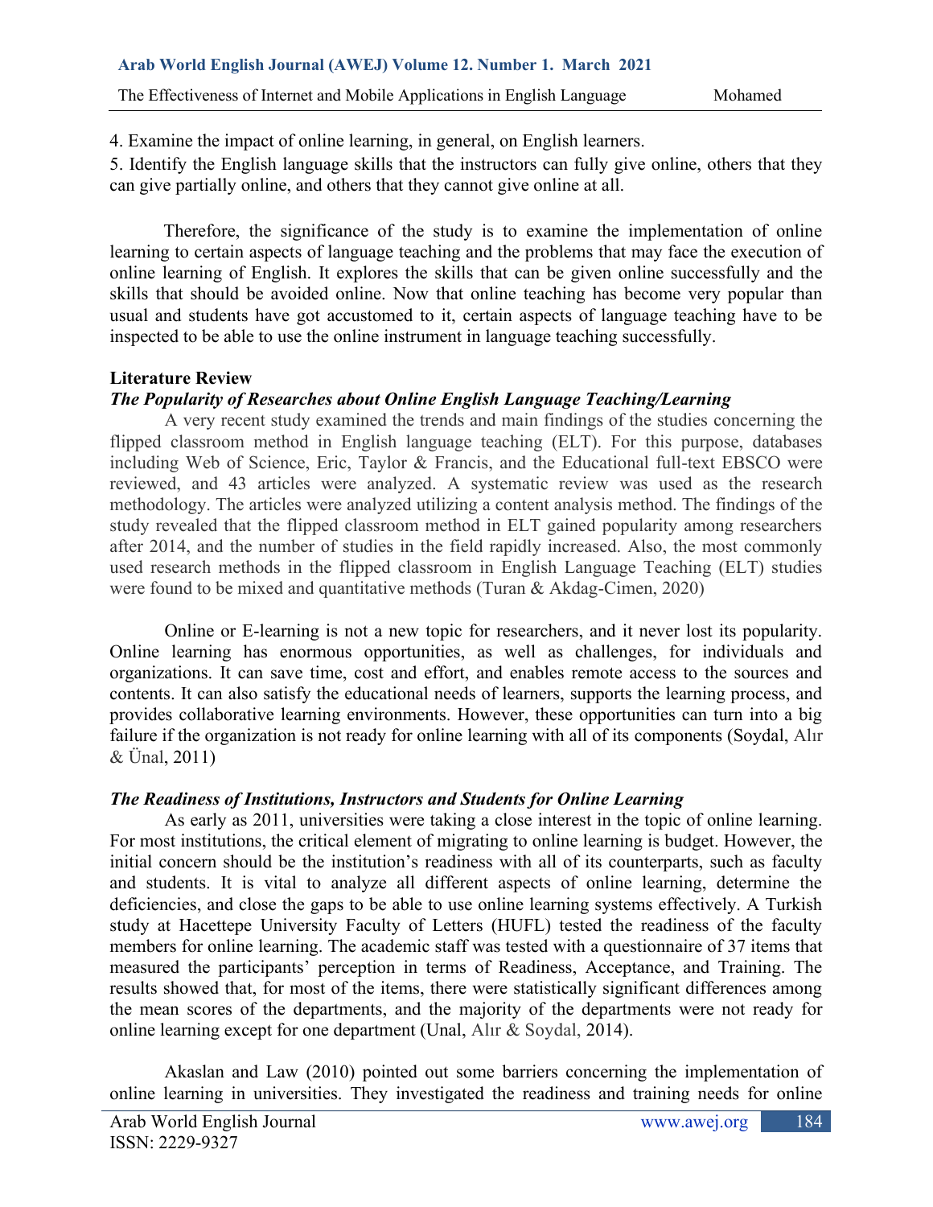4. Examine the impact of online learning, in general, on English learners.

5. Identify the English language skills that the instructors can fully give online, others that they can give partially online, and others that they cannot give online at all.

Therefore, the significance of the study is to examine the implementation of online learning to certain aspects of language teaching and the problems that may face the execution of online learning of English. It explores the skills that can be given online successfully and the skills that should be avoided online. Now that online teaching has become very popular than usual and students have got accustomed to it, certain aspects of language teaching have to be inspected to be able to use the online instrument in language teaching successfully.

## Literature Review

### *The Popularity of Researches about Online English Language Teaching/Learning*

A very recent study examined the trends and main findings of the studies concerning the flipped classroom method in English language teaching (ELT). For this purpose, databases including Web of Science, Eric, Taylor & Francis, and the Educational full-text EBSCO were reviewed, and 43 articles were analyzed. A systematic review was used as the research methodology. The articles were analyzed utilizing a content analysis method. The findings of the study revealed that the flipped classroom method in ELT gained popularity among researchers after 2014, and the number of studies in the field rapidly increased. Also, the most commonly used research methods in the flipped classroom in English Language Teaching (ELT) studies were found to be mixed and quantitative methods (Turan & Akdag-Cimen, 2020)

Online or E-learning is not a new topic for researchers, and it never lost its popularity. Online learning has enormous opportunities, as well as challenges, for individuals and organizations. It can save time, cost and effort, and enables remote access to the sources and contents. It can also satisfy the educational needs of learners, supports the learning process, and provides collaborative learning environments. However, these opportunities can turn into a big failure if the organization is not ready for online learning with all of its components (Soydal, Alır & Ünal, 2011)

### *The Readiness of Institutions, Instructors and Students for Online Learning*

As early as 2011, universities were taking a close interest in the topic of online learning. For most institutions, the critical element of migrating to online learning is budget. However, the initial concern should be the institution's readiness with all of its counterparts, such as faculty and students. It is vital to analyze all different aspects of online learning, determine the deficiencies, and close the gaps to be able to use online learning systems effectively. A Turkish study at Hacettepe University Faculty of Letters (HUFL) tested the readiness of the faculty members for online learning. The academic staff was tested with a questionnaire of 37 items that measured the participants' perception in terms of Readiness, Acceptance, and Training. The results showed that, for most of the items, there were statistically significant differences among the mean scores of the departments, and the majority of the departments were not ready for online learning except for one department (Unal, Alır & Soydal, 2014).

Akaslan and Law (2010) pointed out some barriers concerning the implementation of online learning in universities. They investigated the readiness and training needs for online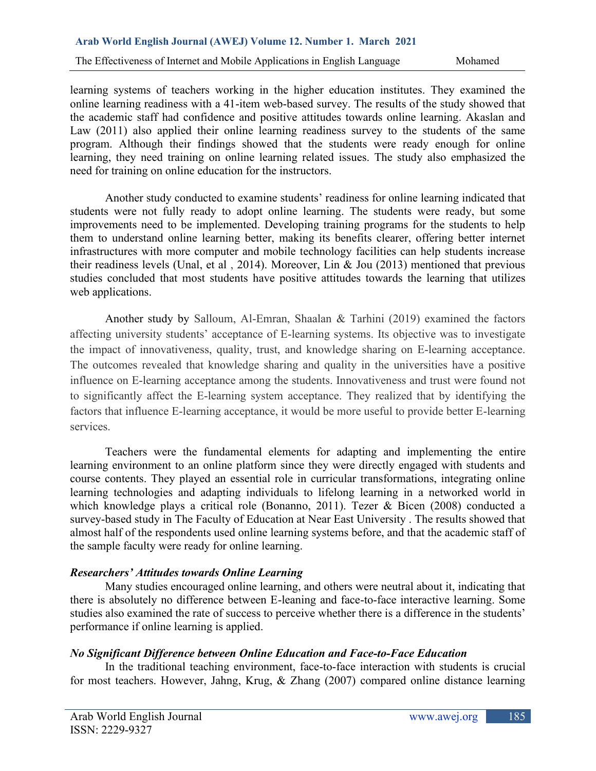learning systems of teachers working in the higher education institutes. They examined the online learning readiness with a 41-item web-based survey. The results of the study showed that the academic staff had confidence and positive attitudes towards online learning. Akaslan and Law (2011) also applied their online learning readiness survey to the students of the same program. Although their findings showed that the students were ready enough for online learning, they need training on online learning related issues. The study also emphasized the need for training on online education for the instructors.

Another study conducted to examine students' readiness for online learning indicated that students were not fully ready to adopt online learning. The students were ready, but some improvements need to be implemented. Developing training programs for the students to help them to understand online learning better, making its benefits clearer, offering better internet infrastructures with more computer and mobile technology facilities can help students increase their readiness levels (Unal, et al , 2014). Moreover, Lin & Jou (2013) mentioned that previous studies concluded that most students have positive attitudes towards the learning that utilizes web applications.

Another study by Salloum, Al-Emran, Shaalan & Tarhini (2019) examined the factors affecting university students' acceptance of E-learning systems. Its objective was to investigate the impact of innovativeness, quality, trust, and knowledge sharing on E-learning acceptance. The outcomes revealed that knowledge sharing and quality in the universities have a positive influence on E-learning acceptance among the students. Innovativeness and trust were found not to significantly affect the E-learning system acceptance. They realized that by identifying the factors that influence E-learning acceptance, it would be more useful to provide better E-learning services.

Teachers were the fundamental elements for adapting and implementing the entire learning environment to an online platform since they were directly engaged with students and course contents. They played an essential role in curricular transformations, integrating online learning technologies and adapting individuals to lifelong learning in a networked world in which knowledge plays a critical role (Bonanno, 2011). Tezer & Bicen (2008) conducted a survey-based study in The Faculty of Education at Near East University . The results showed that almost half of the respondents used online learning systems before, and that the academic staff of the sample faculty were ready for online learning.

***Researchers' Attitudes towards Online Learning***

Many studies encouraged online learning, and others were neutral about it, indicating that there is absolutely no difference between E-leaning and face-to-face interactive learning. Some studies also examined the rate of success to perceive whether there is a difference in the students' performance if online learning is applied.

***No Significant Difference between Online Education and Face-to-Face Education***

In the traditional teaching environment, face-to-face interaction with students is crucial for most teachers. However, Jahng, Krug, & Zhang (2007) compared online distance learning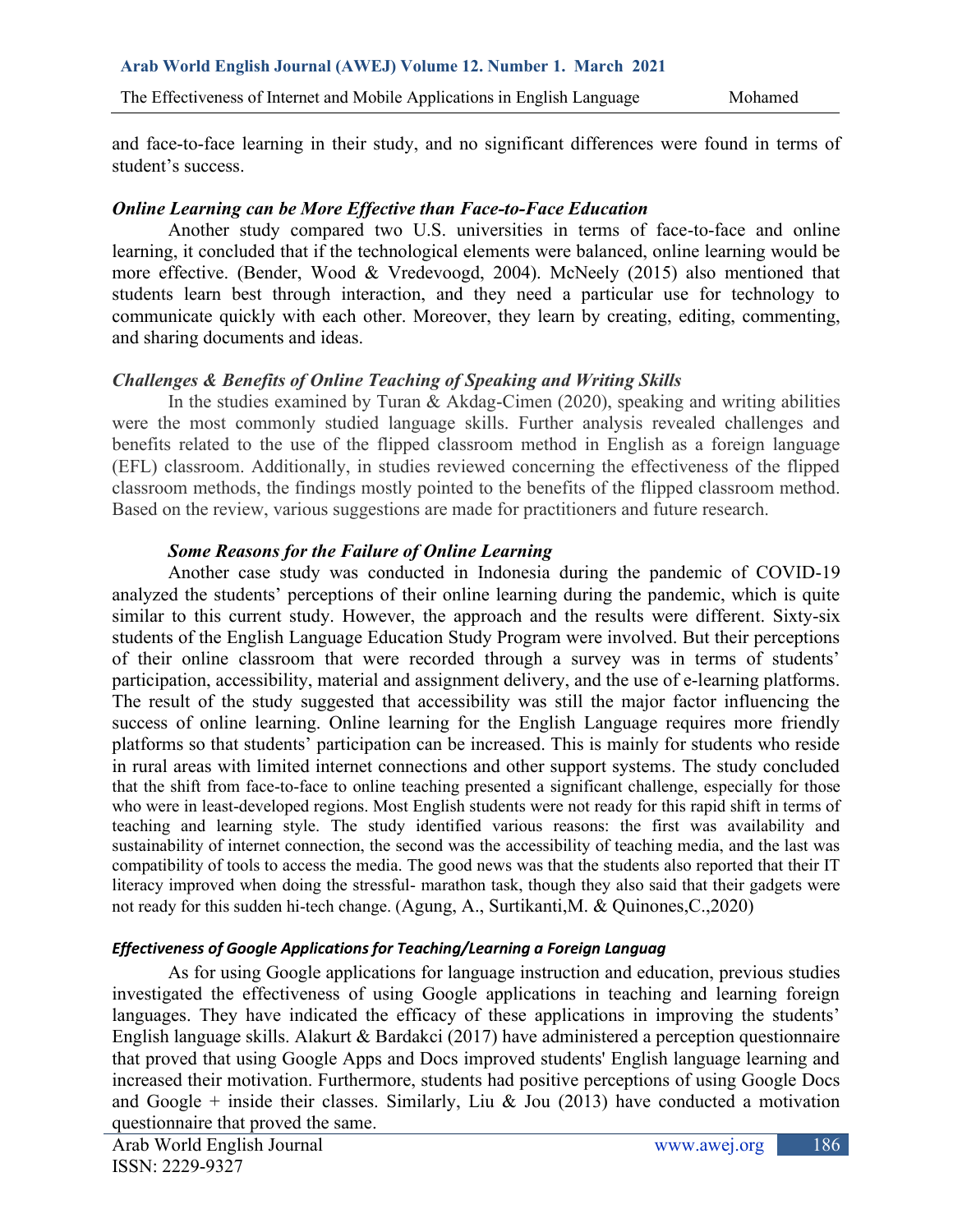and face-to-face learning in their study, and no significant differences were found in terms of student's success.

### *Online Learning can be More Effective than Face-to-Face Education*

Another study compared two U.S. universities in terms of face-to-face and online learning, it concluded that if the technological elements were balanced, online learning would be more effective. (Bender, Wood & Vredevoogd, 2004). McNeely (2015) also mentioned that students learn best through interaction, and they need a particular use for technology to communicate quickly with each other. Moreover, they learn by creating, editing, commenting, and sharing documents and ideas.

### *Challenges & Benefits of Online Teaching of Speaking and Writing Skills*

In the studies examined by Turan & Akdag-Cimen (2020), speaking and writing abilities were the most commonly studied language skills. Further analysis revealed challenges and benefits related to the use of the flipped classroom method in English as a foreign language (EFL) classroom. Additionally, in studies reviewed concerning the effectiveness of the flipped classroom methods, the findings mostly pointed to the benefits of the flipped classroom method. Based on the review, various suggestions are made for practitioners and future research.

### *Some Reasons for the Failure of Online Learning*

Another case study was conducted in Indonesia during the pandemic of COVID-19 analyzed the students' perceptions of their online learning during the pandemic, which is quite similar to this current study. However, the approach and the results were different. Sixty-six students of the English Language Education Study Program were involved. But their perceptions of their online classroom that were recorded through a survey was in terms of students' participation, accessibility, material and assignment delivery, and the use of e-learning platforms. The result of the study suggested that accessibility was still the major factor influencing the success of online learning. Online learning for the English Language requires more friendly platforms so that students' participation can be increased. This is mainly for students who reside in rural areas with limited internet connections and other support systems. The study concluded that the shift from face-to-face to online teaching presented a significant challenge, especially for those who were in least-developed regions. Most English students were not ready for this rapid shift in terms of teaching and learning style. The study identified various reasons: the first was availability and sustainability of internet connection, the second was the accessibility of teaching media, and the last was compatibility of tools to access the media. The good news was that the students also reported that their IT literacy improved when doing the stressful- marathon task, though they also said that their gadgets were not ready for this sudden hi-tech change. (Agung, A., Surtikanti,M. & Quinones,C.,2020)

### *Effectiveness of Google Applications for Teaching/Learning a Foreign Languag*

As for using Google applications for language instruction and education, previous studies investigated the effectiveness of using Google applications in teaching and learning foreign languages. They have indicated the efficacy of these applications in improving the students' English language skills. Alakurt & Bardakci (2017) have administered a perception questionnaire that proved that using Google Apps and Docs improved students' English language learning and increased their motivation. Furthermore, students had positive perceptions of using Google Docs and Google + inside their classes. Similarly, Liu & Jou (2013) have conducted a motivation questionnaire that proved the same.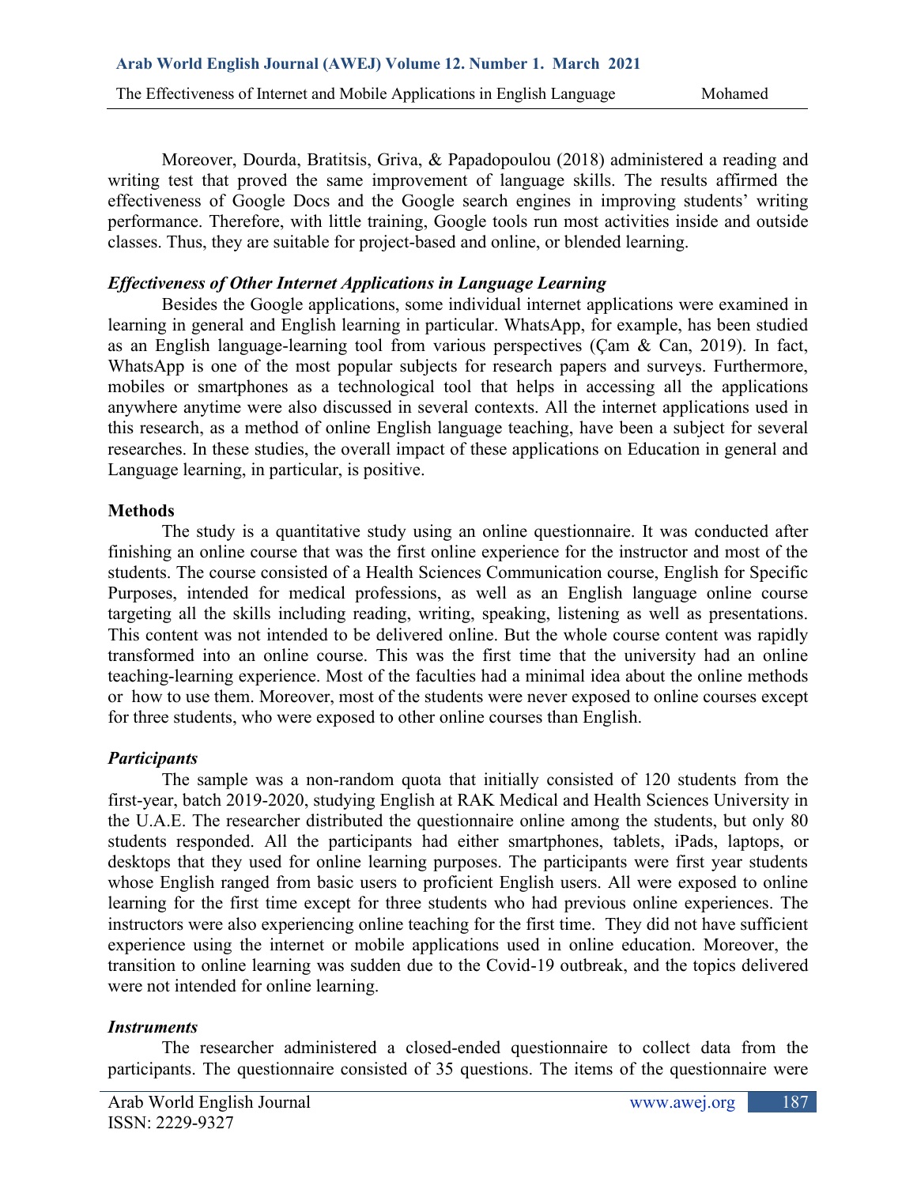Moreover, Dourda, Bratitsis, Griva, & Papadopoulou (2018) administered a reading and writing test that proved the same improvement of language skills. The results affirmed the effectiveness of Google Docs and the Google search engines in improving students' writing performance. Therefore, with little training, Google tools run most activities inside and outside classes. Thus, they are suitable for project-based and online, or blended learning.

### *Effectiveness of Other Internet Applications in Language Learning*

Besides the Google applications, some individual internet applications were examined in learning in general and English learning in particular. WhatsApp, for example, has been studied as an English language-learning tool from various perspectives (Çam & Can, 2019). In fact, WhatsApp is one of the most popular subjects for research papers and surveys. Furthermore, mobiles or smartphones as a technological tool that helps in accessing all the applications anywhere anytime were also discussed in several contexts. All the internet applications used in this research, as a method of online English language teaching, have been a subject for several researches. In these studies, the overall impact of these applications on Education in general and Language learning, in particular, is positive.

## **Methods**

The study is a quantitative study using an online questionnaire. It was conducted after finishing an online course that was the first online experience for the instructor and most of the students. The course consisted of a Health Sciences Communication course, English for Specific Purposes, intended for medical professions, as well as an English language online course targeting all the skills including reading, writing, speaking, listening as well as presentations. This content was not intended to be delivered online. But the whole course content was rapidly transformed into an online course. This was the first time that the university had an online teaching-learning experience. Most of the faculties had a minimal idea about the online methods or how to use them. Moreover, most of the students were never exposed to online courses except for three students, who were exposed to other online courses than English.

### *Participants*

The sample was a non-random quota that initially consisted of 120 students from the first-year, batch 2019-2020, studying English at RAK Medical and Health Sciences University in the U.A.E. The researcher distributed the questionnaire online among the students, but only 80 students responded. All the participants had either smartphones, tablets, iPads, laptops, or desktops that they used for online learning purposes. The participants were first year students whose English ranged from basic users to proficient English users. All were exposed to online learning for the first time except for three students who had previous online experiences. The instructors were also experiencing online teaching for the first time. They did not have sufficient experience using the internet or mobile applications used in online education. Moreover, the transition to online learning was sudden due to the Covid-19 outbreak, and the topics delivered were not intended for online learning.

### *Instruments*

The researcher administered a closed-ended questionnaire to collect data from the participants. The questionnaire consisted of 35 questions. The items of the questionnaire were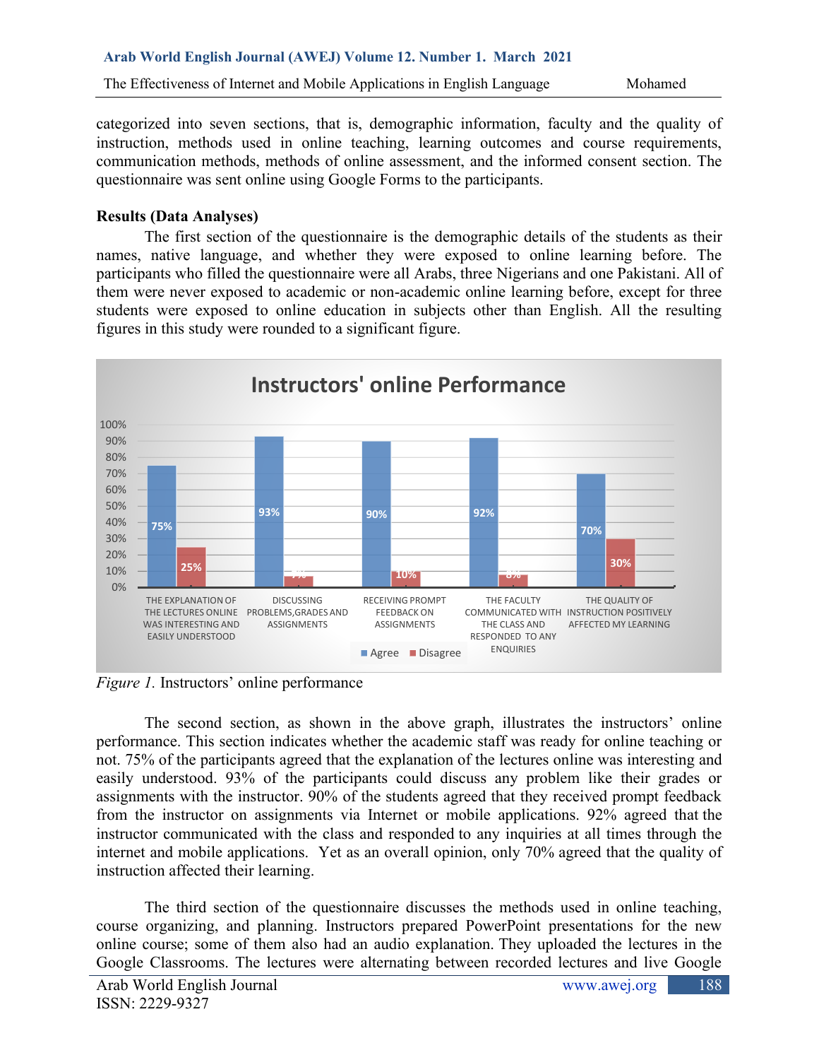categorized into seven sections, that is, demographic information, faculty and the quality of instruction, methods used in online teaching, learning outcomes and course requirements, communication methods, methods of online assessment, and the informed consent section. The questionnaire was sent online using Google Forms to the participants.

**Results (Data Analyses)**

The first section of the questionnaire is the demographic details of the students as their names, native language, and whether they were exposed to online learning before. The participants who filled the questionnaire were all Arabs, three Nigerians and one Pakistani. All of them were never exposed to academic or non-academic online learning before, except for three students were exposed to online education in subjects other than English. All the resulting figures in this study were rounded to a significant figure.

*Figure 1.* Instructors' online performance

The second section, as shown in the above graph, illustrates the instructors' online performance. This section indicates whether the academic staff was ready for online teaching or not. 75% of the participants agreed that the explanation of the lectures online was interesting and easily understood. 93% of the participants could discuss any problem like their grades or assignments with the instructor. 90% of the students agreed that they received prompt feedback from the instructor on assignments via Internet or mobile applications. 92% agreed that the instructor communicated with the class and responded to any inquiries at all times through the internet and mobile applications. Yet as an overall opinion, only 70% agreed that the quality of instruction affected their learning.

The third section of the questionnaire discusses the methods used in online teaching, course organizing, and planning. Instructors prepared PowerPoint presentations for the new online course; some of them also had an audio explanation. They uploaded the lectures in the Google Classrooms. The lectures were alternating between recorded lectures and live Google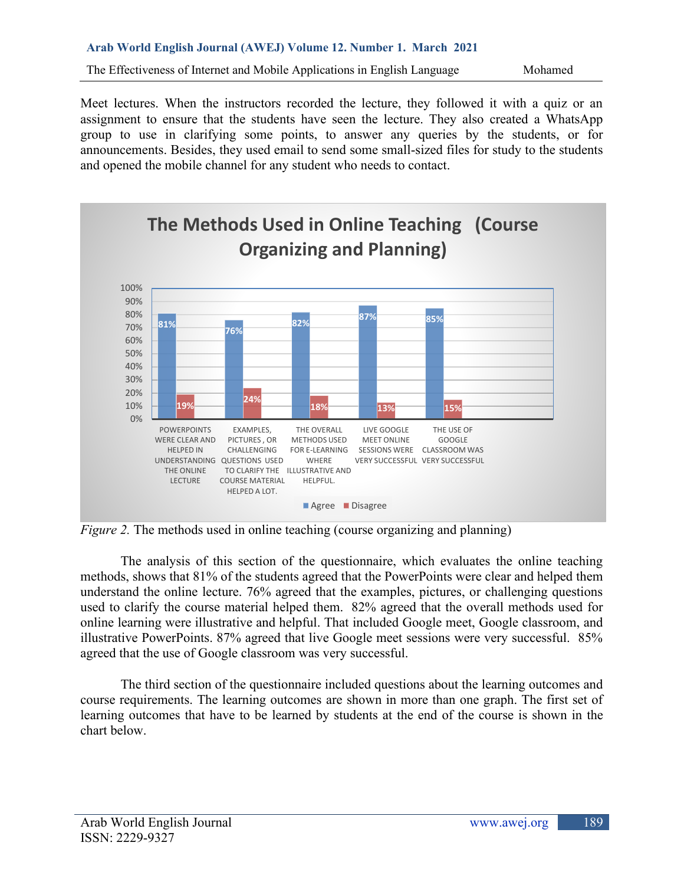Meet lectures. When the instructors recorded the lecture, they followed it with a quiz or an assignment to ensure that the students have seen the lecture. They also created a WhatsApp group to use in clarifying some points, to answer any queries by the students, or for announcements. Besides, they used email to send some small-sized files for study to the students and opened the mobile channel for any student who needs to contact.

**The Methods Used in Online Teaching (Course Organizing and Planning)**

| Item | Agree | Disagree |
|---|---|---|
| POWERPOINTS WERE CLEAR AND HELPED IN UNDERSTANDING THE ONLINE LECTURE | 81% | 19% |
| EXAMPLES, PICTURES , OR CHALLENGING QUESTIONS USED TO CLARIFY THE COURSE MATERIAL HELPED A LOT. | 76% | 24% |
| THE OVERALL METHODS USED FOR E-LEARNING WHERE ILLUSTRATIVE AND HELPFUL. | 82% | 18% |
| LIVE GOOGLE MEET ONLINE SESSIONS WERE VERY SUCCESSFUL | 87% | 13% |
| THE USE OF GOOGLE CLASSROOM WAS VERY SUCCESSFUL | 85% | 15% |

*Figure 2.* The methods used in online teaching (course organizing and planning)

The analysis of this section of the questionnaire, which evaluates the online teaching methods, shows that 81% of the students agreed that the PowerPoints were clear and helped them understand the online lecture. 76% agreed that the examples, pictures, or challenging questions used to clarify the course material helped them. 82% agreed that the overall methods used for online learning were illustrative and helpful. That included Google meet, Google classroom, and illustrative PowerPoints. 87% agreed that live Google meet sessions were very successful. 85% agreed that the use of Google classroom was very successful.

The third section of the questionnaire included questions about the learning outcomes and course requirements. The learning outcomes are shown in more than one graph. The first set of learning outcomes that have to be learned by students at the end of the course is shown in the chart below.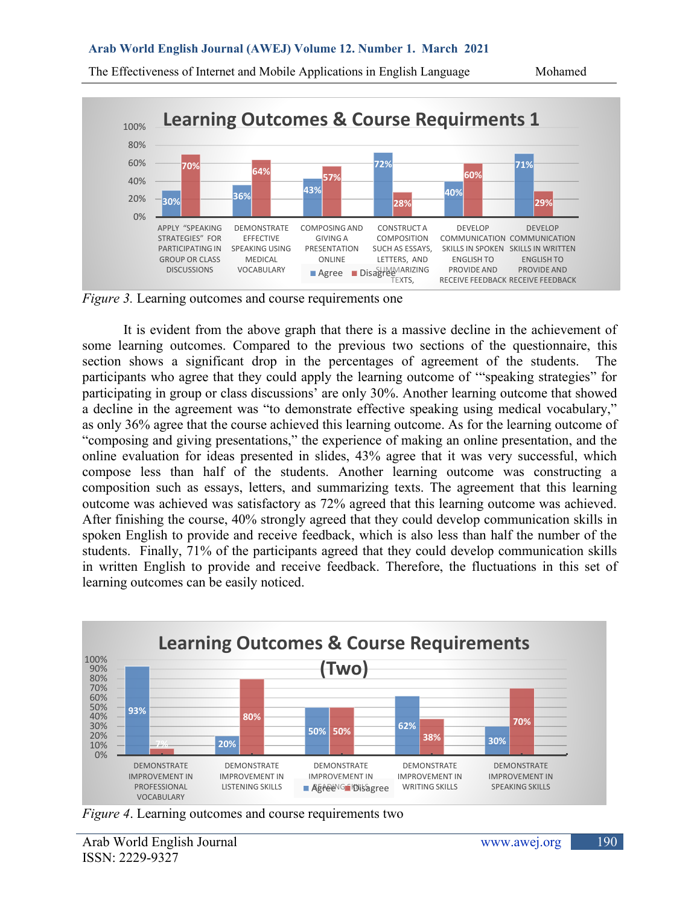Figure 3. Learning outcomes and course requirements one

It is evident from the above graph that there is a massive decline in the achievement of some learning outcomes. Compared to the previous two sections of the questionnaire, this section shows a significant drop in the percentages of agreement of the students. The participants who agree that they could apply the learning outcome of '"speaking strategies" for participating in group or class discussions' are only 30%. Another learning outcome that showed a decline in the agreement was "to demonstrate effective speaking using medical vocabulary," as only 36% agree that the course achieved this learning outcome. As for the learning outcome of "composing and giving presentations," the experience of making an online presentation, and the online evaluation for ideas presented in slides, 43% agree that it was very successful, which compose less than half of the students. Another learning outcome was constructing a composition such as essays, letters, and summarizing texts. The agreement that this learning outcome was achieved was satisfactory as 72% agreed that this learning outcome was achieved. After finishing the course, 40% strongly agreed that they could develop communication skills in spoken English to provide and receive feedback, which is also less than half the number of the students. Finally, 71% of the participants agreed that they could develop communication skills in written English to provide and receive feedback. Therefore, the fluctuations in this set of learning outcomes can be easily noticed.

Figure 4. Learning outcomes and course requirements two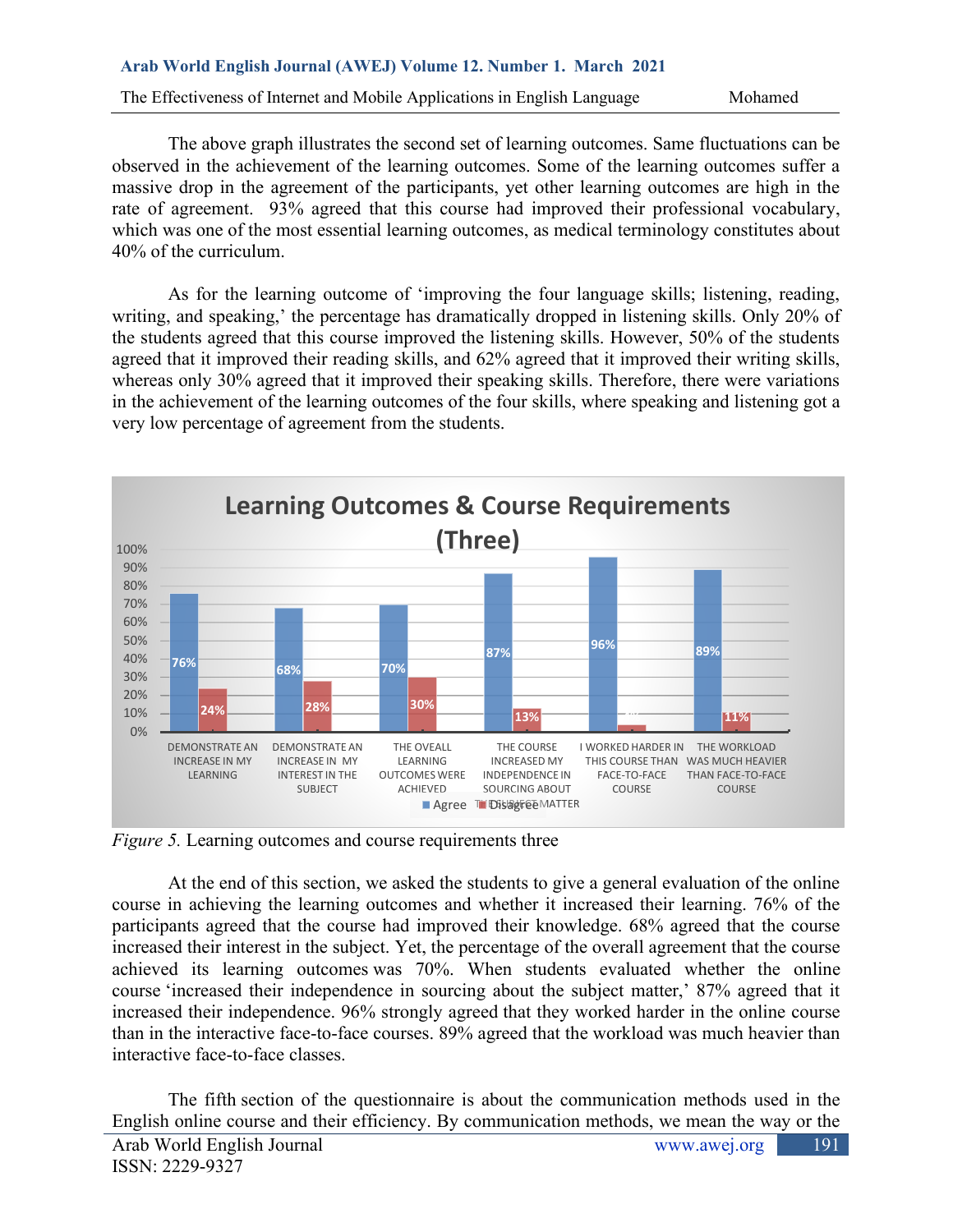The above graph illustrates the second set of learning outcomes. Same fluctuations can be observed in the achievement of the learning outcomes. Some of the learning outcomes suffer a massive drop in the agreement of the participants, yet other learning outcomes are high in the rate of agreement. 93% agreed that this course had improved their professional vocabulary, which was one of the most essential learning outcomes, as medical terminology constitutes about 40% of the curriculum.

As for the learning outcome of 'improving the four language skills; listening, reading, writing, and speaking,' the percentage has dramatically dropped in listening skills. Only 20% of the students agreed that this course improved the listening skills. However, 50% of the students agreed that it improved their reading skills, and 62% agreed that it improved their writing skills, whereas only 30% agreed that it improved their speaking skills. Therefore, there were variations in the achievement of the learning outcomes of the four skills, where speaking and listening got a very low percentage of agreement from the students.

**Learning Outcomes & Course Requirements (Three)**

| | Agree | Disagree |
|---|---|---|
| DEMONSTRATE AN INCREASE IN MY LEARNING | 76% | 24% |
| DEMONSTRATE AN INCREASE IN MY INTEREST IN THE SUBJECT | 68% | 28% |
| THE OVEALL LEARNING OUTCOMES WERE ACHIEVED | 70% | 30% |
| THE COURSE INCREASED MY INDEPENDENCE IN SOURCING ABOUT THE SUBJECT MATTER | 87% | 13% |
| I WORKED HARDER IN THIS COURSE THAN FACE-TO-FACE COURSE | 96% | |
| THE WORKLOAD WAS MUCH HEAVIER THAN FACE-TO-FACE COURSE | 89% | 11% |

*Figure 5.* Learning outcomes and course requirements three

At the end of this section, we asked the students to give a general evaluation of the online course in achieving the learning outcomes and whether it increased their learning. 76% of the participants agreed that the course had improved their knowledge. 68% agreed that the course increased their interest in the subject. Yet, the percentage of the overall agreement that the course achieved its learning outcomes was 70%. When students evaluated whether the online course 'increased their independence in sourcing about the subject matter,' 87% agreed that it increased their independence. 96% strongly agreed that they worked harder in the online course than in the interactive face-to-face courses. 89% agreed that the workload was much heavier than interactive face-to-face classes.

The fifth section of the questionnaire is about the communication methods used in the English online course and their efficiency. By communication methods, we mean the way or the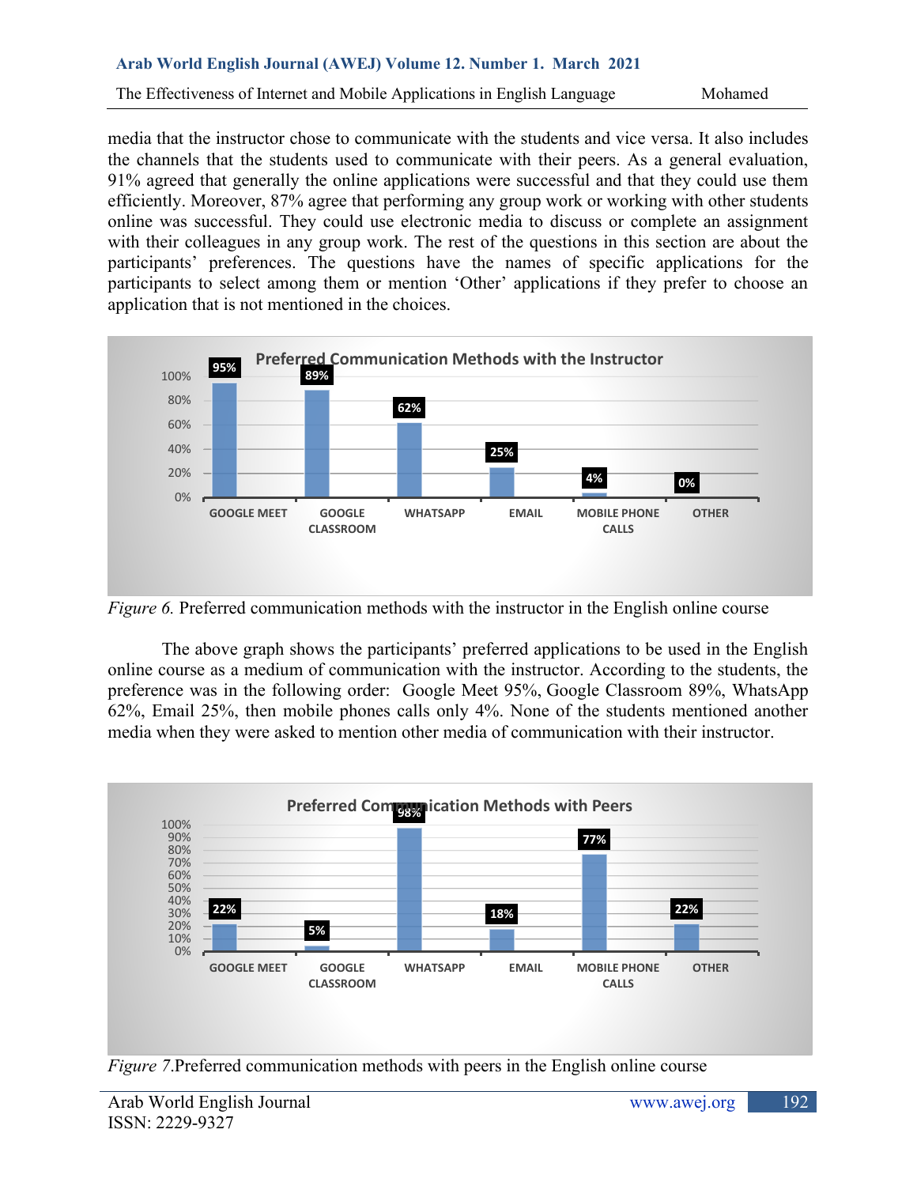media that the instructor chose to communicate with the students and vice versa. It also includes the channels that the students used to communicate with their peers. As a general evaluation, 91% agreed that generally the online applications were successful and that they could use them efficiently. Moreover, 87% agree that performing any group work or working with other students online was successful. They could use electronic media to discuss or complete an assignment with their colleagues in any group work. The rest of the questions in this section are about the participants' preferences. The questions have the names of specific applications for the participants to select among them or mention 'Other' applications if they prefer to choose an application that is not mentioned in the choices.

**Preferred Communication Methods with the Instructor**

| GOOGLE MEET | GOOGLE CLASSROOM | WHATSAPP | EMAIL | MOBILE PHONE CALLS | OTHER |
|---|---|---|---|---|---|
| 95% | 89% | 62% | 25% | 4% | 0% |

*Figure 6.* Preferred communication methods with the instructor in the English online course

The above graph shows the participants' preferred applications to be used in the English online course as a medium of communication with the instructor. According to the students, the preference was in the following order: Google Meet 95%, Google Classroom 89%, WhatsApp 62%, Email 25%, then mobile phones calls only 4%. None of the students mentioned another media when they were asked to mention other media of communication with their instructor.

**Preferred Communication Methods with Peers**

| GOOGLE MEET | GOOGLE CLASSROOM | WHATSAPP | EMAIL | MOBILE PHONE CALLS | OTHER |
|---|---|---|---|---|---|
| 22% | 5% | 98% | 18% | 77% | 22% |

*Figure 7.*Preferred communication methods with peers in the English online course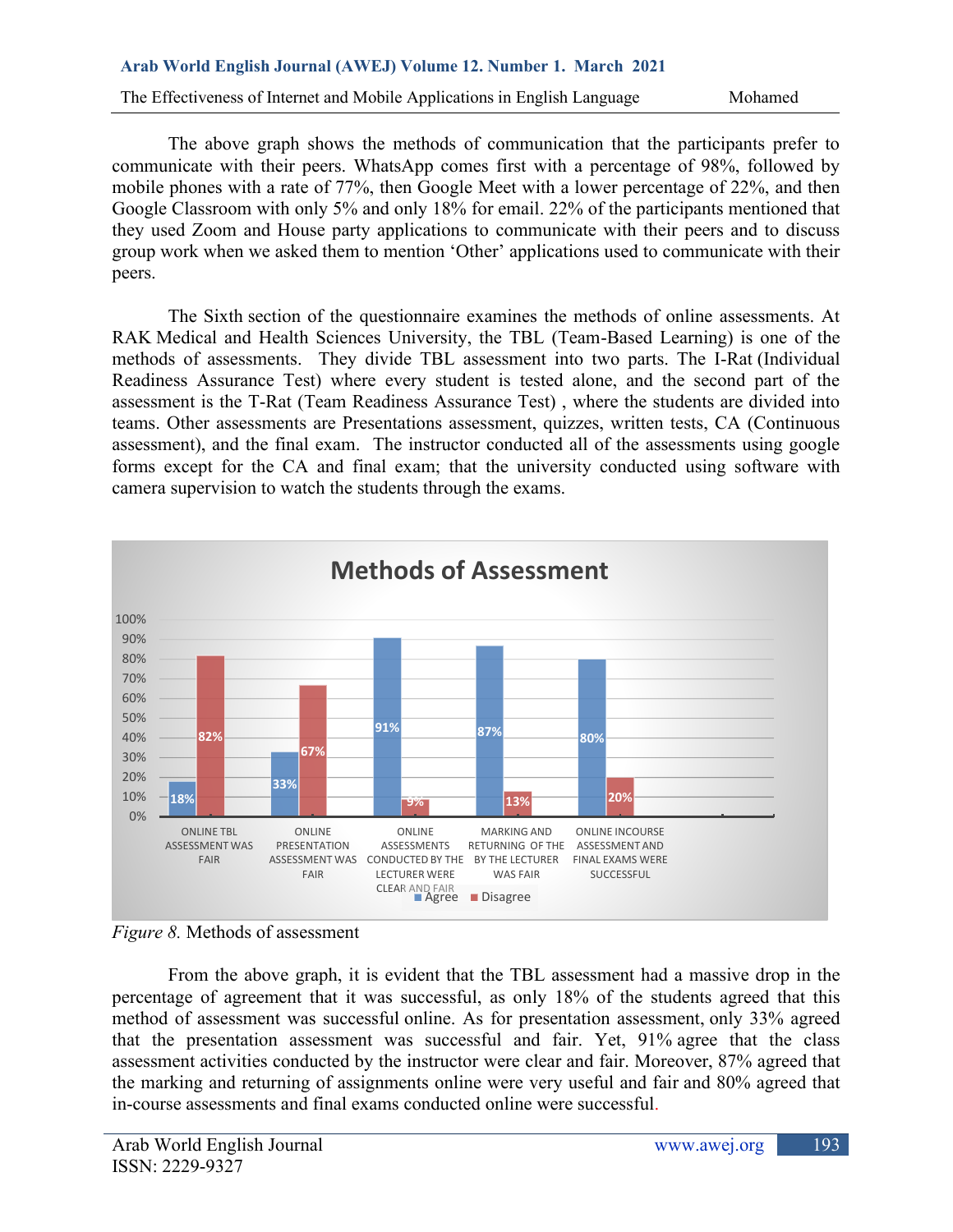The above graph shows the methods of communication that the participants prefer to communicate with their peers. WhatsApp comes first with a percentage of 98%, followed by mobile phones with a rate of 77%, then Google Meet with a lower percentage of 22%, and then Google Classroom with only 5% and only 18% for email. 22% of the participants mentioned that they used Zoom and House party applications to communicate with their peers and to discuss group work when we asked them to mention 'Other' applications used to communicate with their peers.

The Sixth section of the questionnaire examines the methods of online assessments. At RAK Medical and Health Sciences University, the TBL (Team-Based Learning) is one of the methods of assessments. They divide TBL assessment into two parts. The I-Rat (Individual Readiness Assurance Test) where every student is tested alone, and the second part of the assessment is the T-Rat (Team Readiness Assurance Test) , where the students are divided into teams. Other assessments are Presentations assessment, quizzes, written tests, CA (Continuous assessment), and the final exam. The instructor conducted all of the assessments using google forms except for the CA and final exam; that the university conducted using software with camera supervision to watch the students through the exams.

**Methods of Assessment**

| | Agree | Disagree |
|---|---|---|
| ONLINE TBL ASSESSMENT WAS FAIR | 18% | 82% |
| ONLINE PRESENTATION ASSESSMENT WAS FAIR | 33% | 67% |
| ONLINE ASSESSMENTS CONDUCTED BY THE LECTURER WERE CLEAR AND FAIR | 91% | 9% |
| MARKING AND RETURNING OF THE BY THE LECTURER WAS FAIR | 87% | 13% |
| ONLINE INCOURSE ASSESSMENT AND FINAL EXAMS WERE SUCCESSFUL | 80% | 20% |

*Figure 8.* Methods of assessment

From the above graph, it is evident that the TBL assessment had a massive drop in the percentage of agreement that it was successful, as only 18% of the students agreed that this method of assessment was successful online. As for presentation assessment, only 33% agreed that the presentation assessment was successful and fair. Yet, 91% agree that the class assessment activities conducted by the instructor were clear and fair. Moreover, 87% agreed that the marking and returning of assignments online were very useful and fair and 80% agreed that in-course assessments and final exams conducted online were successful.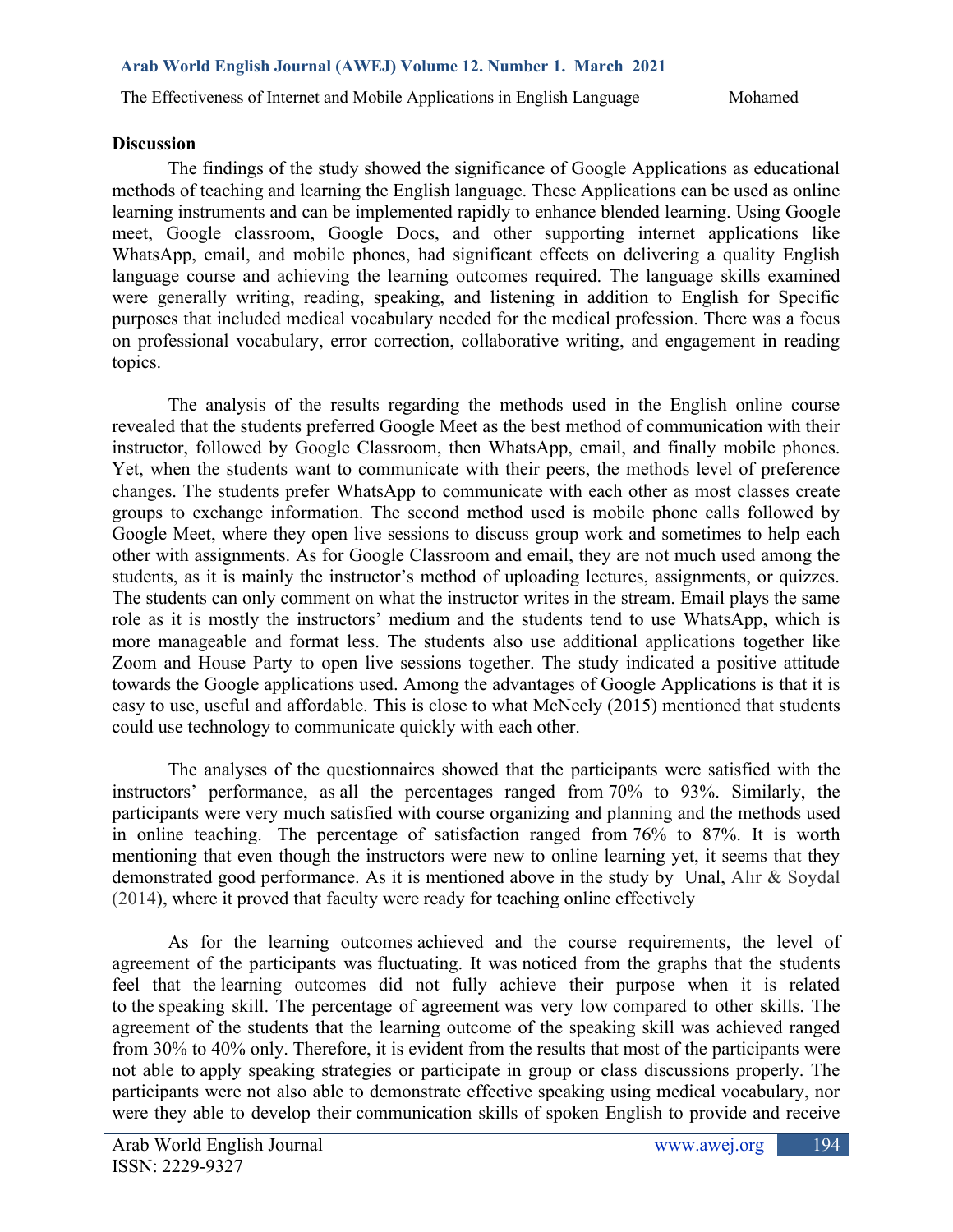**Discussion**

The findings of the study showed the significance of Google Applications as educational methods of teaching and learning the English language. These Applications can be used as online learning instruments and can be implemented rapidly to enhance blended learning. Using Google meet, Google classroom, Google Docs, and other supporting internet applications like WhatsApp, email, and mobile phones, had significant effects on delivering a quality English language course and achieving the learning outcomes required. The language skills examined were generally writing, reading, speaking, and listening in addition to English for Specific purposes that included medical vocabulary needed for the medical profession. There was a focus on professional vocabulary, error correction, collaborative writing, and engagement in reading topics.

The analysis of the results regarding the methods used in the English online course revealed that the students preferred Google Meet as the best method of communication with their instructor, followed by Google Classroom, then WhatsApp, email, and finally mobile phones. Yet, when the students want to communicate with their peers, the methods level of preference changes. The students prefer WhatsApp to communicate with each other as most classes create groups to exchange information. The second method used is mobile phone calls followed by Google Meet, where they open live sessions to discuss group work and sometimes to help each other with assignments. As for Google Classroom and email, they are not much used among the students, as it is mainly the instructor's method of uploading lectures, assignments, or quizzes. The students can only comment on what the instructor writes in the stream. Email plays the same role as it is mostly the instructors' medium and the students tend to use WhatsApp, which is more manageable and format less. The students also use additional applications together like Zoom and House Party to open live sessions together. The study indicated a positive attitude towards the Google applications used. Among the advantages of Google Applications is that it is easy to use, useful and affordable. This is close to what McNeely (2015) mentioned that students could use technology to communicate quickly with each other.

The analyses of the questionnaires showed that the participants were satisfied with the instructors' performance, as all the percentages ranged from 70% to 93%. Similarly, the participants were very much satisfied with course organizing and planning and the methods used in online teaching. The percentage of satisfaction ranged from 76% to 87%. It is worth mentioning that even though the instructors were new to online learning yet, it seems that they demonstrated good performance. As it is mentioned above in the study by Unal, Alır & Soydal (2014), where it proved that faculty were ready for teaching online effectively

As for the learning outcomes achieved and the course requirements, the level of agreement of the participants was fluctuating. It was noticed from the graphs that the students feel that the learning outcomes did not fully achieve their purpose when it is related to the speaking skill. The percentage of agreement was very low compared to other skills. The agreement of the students that the learning outcome of the speaking skill was achieved ranged from 30% to 40% only. Therefore, it is evident from the results that most of the participants were not able to apply speaking strategies or participate in group or class discussions properly. The participants were not also able to demonstrate effective speaking using medical vocabulary, nor were they able to develop their communication skills of spoken English to provide and receive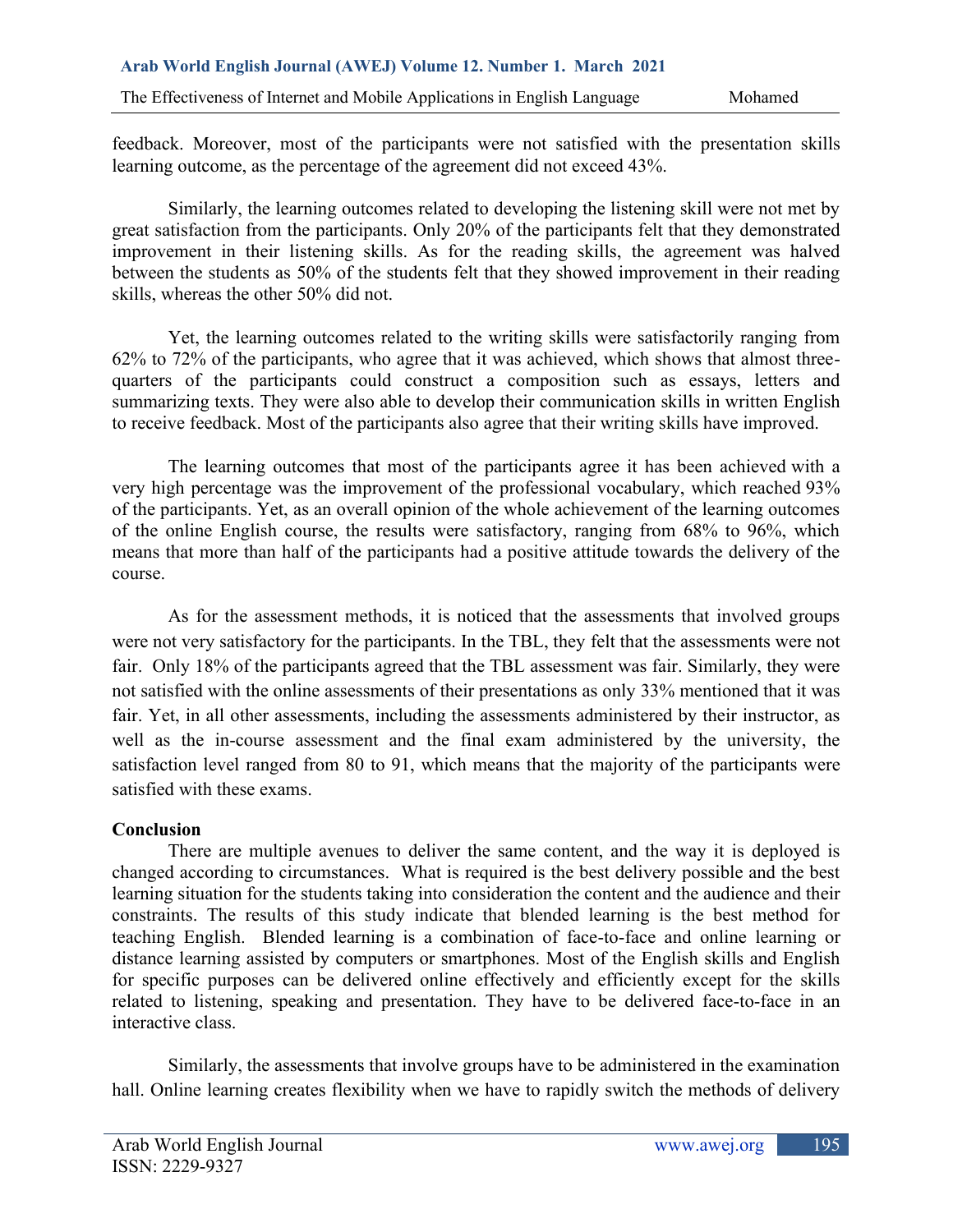feedback. Moreover, most of the participants were not satisfied with the presentation skills learning outcome, as the percentage of the agreement did not exceed 43%.

Similarly, the learning outcomes related to developing the listening skill were not met by great satisfaction from the participants. Only 20% of the participants felt that they demonstrated improvement in their listening skills. As for the reading skills, the agreement was halved between the students as 50% of the students felt that they showed improvement in their reading skills, whereas the other 50% did not.

Yet, the learning outcomes related to the writing skills were satisfactorily ranging from 62% to 72% of the participants, who agree that it was achieved, which shows that almost three-quarters of the participants could construct a composition such as essays, letters and summarizing texts. They were also able to develop their communication skills in written English to receive feedback. Most of the participants also agree that their writing skills have improved.

The learning outcomes that most of the participants agree it has been achieved with a very high percentage was the improvement of the professional vocabulary, which reached 93% of the participants. Yet, as an overall opinion of the whole achievement of the learning outcomes of the online English course, the results were satisfactory, ranging from 68% to 96%, which means that more than half of the participants had a positive attitude towards the delivery of the course.

As for the assessment methods, it is noticed that the assessments that involved groups were not very satisfactory for the participants. In the TBL, they felt that the assessments were not fair. Only 18% of the participants agreed that the TBL assessment was fair. Similarly, they were not satisfied with the online assessments of their presentations as only 33% mentioned that it was fair. Yet, in all other assessments, including the assessments administered by their instructor, as well as the in-course assessment and the final exam administered by the university, the satisfaction level ranged from 80 to 91, which means that the majority of the participants were satisfied with these exams.

**Conclusion**

There are multiple avenues to deliver the same content, and the way it is deployed is changed according to circumstances. What is required is the best delivery possible and the best learning situation for the students taking into consideration the content and the audience and their constraints. The results of this study indicate that blended learning is the best method for teaching English. Blended learning is a combination of face-to-face and online learning or distance learning assisted by computers or smartphones. Most of the English skills and English for specific purposes can be delivered online effectively and efficiently except for the skills related to listening, speaking and presentation. They have to be delivered face-to-face in an interactive class.

Similarly, the assessments that involve groups have to be administered in the examination hall. Online learning creates flexibility when we have to rapidly switch the methods of delivery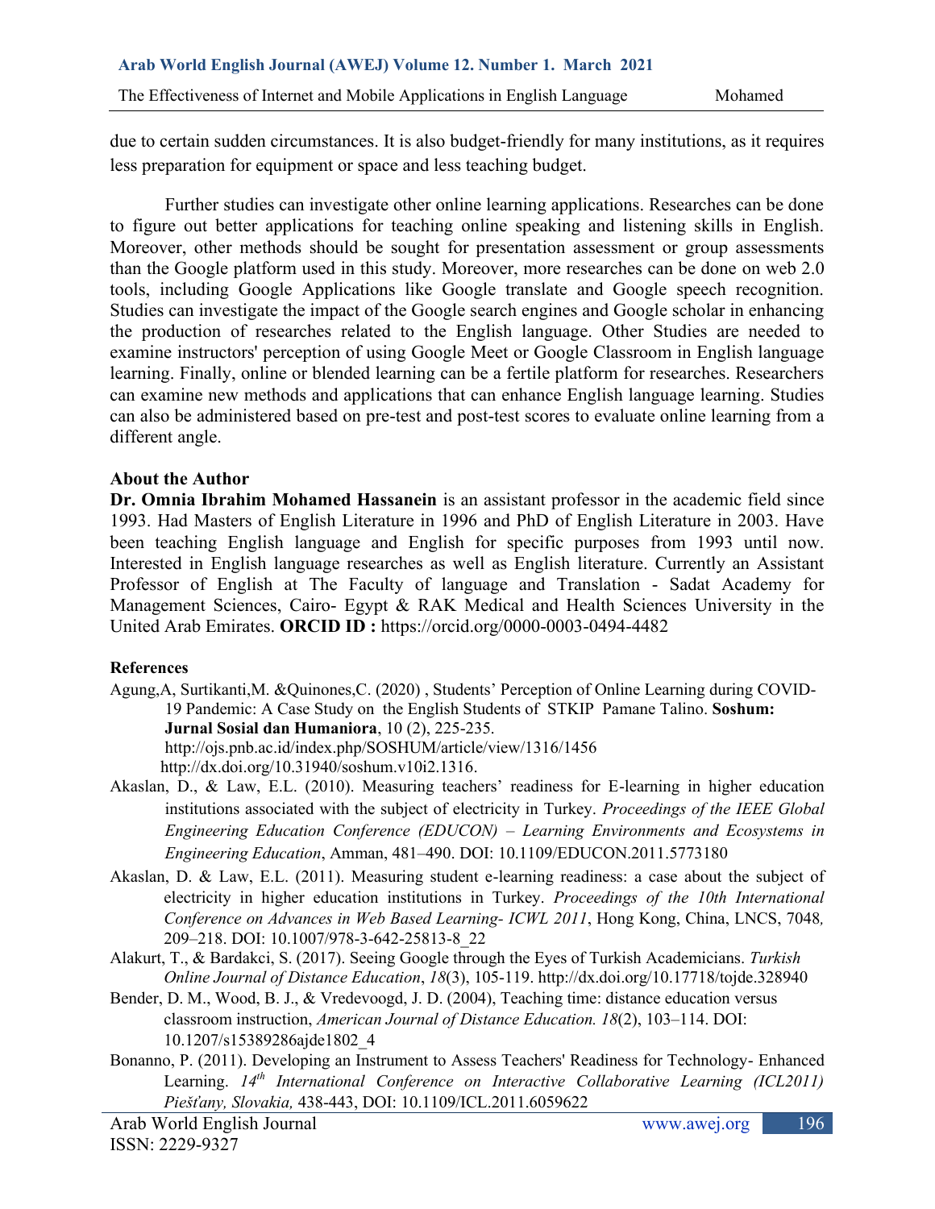due to certain sudden circumstances. It is also budget-friendly for many institutions, as it requires less preparation for equipment or space and less teaching budget.

Further studies can investigate other online learning applications. Researches can be done to figure out better applications for teaching online speaking and listening skills in English. Moreover, other methods should be sought for presentation assessment or group assessments than the Google platform used in this study. Moreover, more researches can be done on web 2.0 tools, including Google Applications like Google translate and Google speech recognition. Studies can investigate the impact of the Google search engines and Google scholar in enhancing the production of researches related to the English language. Other Studies are needed to examine instructors' perception of using Google Meet or Google Classroom in English language learning. Finally, online or blended learning can be a fertile platform for researches. Researchers can examine new methods and applications that can enhance English language learning. Studies can also be administered based on pre-test and post-test scores to evaluate online learning from a different angle.

## About the Author

**Dr. Omnia Ibrahim Mohamed Hassanein** is an assistant professor in the academic field since 1993. Had Masters of English Literature in 1996 and PhD of English Literature in 2003. Have been teaching English language and English for specific purposes from 1993 until now. Interested in English language researches as well as English literature. Currently an Assistant Professor of English at The Faculty of language and Translation - Sadat Academy for Management Sciences, Cairo- Egypt & RAK Medical and Health Sciences University in the United Arab Emirates. **ORCID ID :** https://orcid.org/0000-0003-0494-4482

## References

Agung,A, Surtikanti,M. &Quinones,C. (2020) , Students' Perception of Online Learning during COVID-19 Pandemic: A Case Study on the English Students of STKIP Pamane Talino. **Soshum: Jurnal Sosial dan Humaniora**, 10 (2), 225-235. http://ojs.pnb.ac.id/index.php/SOSHUM/article/view/1316/1456 http://dx.doi.org/10.31940/soshum.v10i2.1316.

Akaslan, D., & Law, E.L. (2010). Measuring teachers' readiness for E-learning in higher education institutions associated with the subject of electricity in Turkey. *Proceedings of the IEEE Global Engineering Education Conference (EDUCON) – Learning Environments and Ecosystems in Engineering Education*, Amman, 481–490. DOI: 10.1109/EDUCON.2011.5773180

Akaslan, D. & Law, E.L. (2011). Measuring student e-learning readiness: a case about the subject of electricity in higher education institutions in Turkey. *Proceedings of the 10th International Conference on Advances in Web Based Learning- ICWL 2011*, Hong Kong, China, LNCS, 7048*,* 209–218. DOI: 10.1007/978-3-642-25813-8_22

Alakurt, T., & Bardakci, S. (2017). Seeing Google through the Eyes of Turkish Academicians. *Turkish Online Journal of Distance Education*, *18*(3), 105-119. http://dx.doi.org/10.17718/tojde.328940

Bender, D. M., Wood, B. J., & Vredevoogd, J. D. (2004), Teaching time: distance education versus classroom instruction, *American Journal of Distance Education. 18*(2), 103–114. DOI: 10.1207/s15389286ajde1802_4

Bonanno, P. (2011). Developing an Instrument to Assess Teachers' Readiness for Technology- Enhanced Learning. *14th International Conference on Interactive Collaborative Learning (ICL2011) Piešťany, Slovakia,* 438-443, DOI: 10.1109/ICL.2011.6059622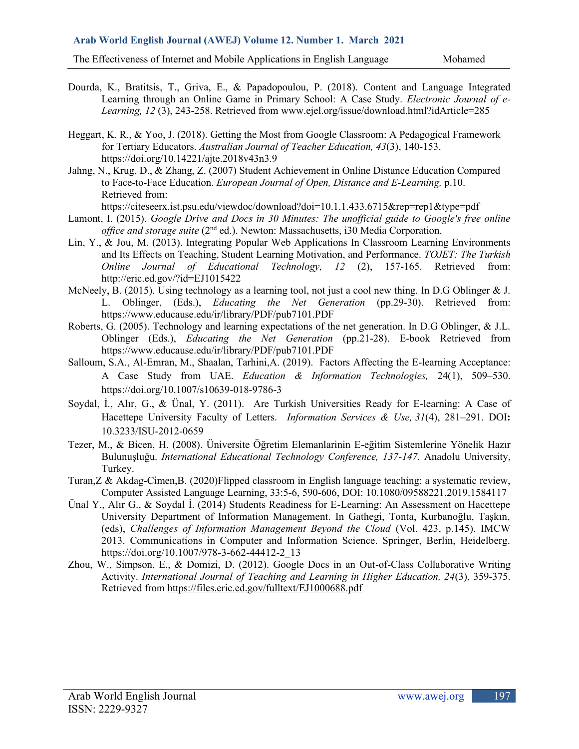Dourda, K., Bratitsis, T., Griva, E., & Papadopoulou, P. (2018). Content and Language Integrated Learning through an Online Game in Primary School: A Case Study. *Electronic Journal of e-Learning, 12* (3), 243-258. Retrieved from www.ejel.org/issue/download.html?idArticle=285

Heggart, K. R., & Yoo, J. (2018). Getting the Most from Google Classroom: A Pedagogical Framework for Tertiary Educators. *Australian Journal of Teacher Education, 43*(3), 140-153. https://doi.org/10.14221/ajte.2018v43n3.9

Jahng, N., Krug, D., & Zhang, Z. (2007) Student Achievement in Online Distance Education Compared to Face-to-Face Education. *European Journal of Open, Distance and E-Learning,* p.10. Retrieved from: https://citeseerx.ist.psu.edu/viewdoc/download?doi=10.1.1.433.6715&rep=rep1&type=pdf

Lamont, I. (2015). *Google Drive and Docs in 30 Minutes: The unofficial guide to Google's free online office and storage suite* (2nd ed.). Newton: Massachusetts, i30 Media Corporation.

Lin, Y., & Jou, M. (2013). Integrating Popular Web Applications In Classroom Learning Environments and Its Effects on Teaching, Student Learning Motivation, and Performance. *TOJET: The Turkish Online Journal of Educational Technology, 12* (2), 157-165. Retrieved from: http://eric.ed.gov/?id=EJ1015422

McNeely, B. (2015). Using technology as a learning tool, not just a cool new thing. In D.G Oblinger & J. L. Oblinger, (Eds.), *Educating the Net Generation* (pp.29-30). Retrieved from: https://www.educause.edu/ir/library/PDF/pub7101.PDF

Roberts, G. (2005). Technology and learning expectations of the net generation. In D.G Oblinger, & J.L. Oblinger (Eds.), *Educating the Net Generation* (pp.21-28). E-book Retrieved from https://www.educause.edu/ir/library/PDF/pub7101.PDF

Salloum, S.A., Al-Emran, M., Shaalan, Tarhini,A. (2019). Factors Affecting the E-learning Acceptance: A Case Study from UAE. *Education & Information Technologies,* 24(1), 509–530. https://doi.org/10.1007/s10639-018-9786-3

Soydal, İ., Alır, G., & Ünal, Y. (2011). Are Turkish Universities Ready for E-learning: A Case of Hacettepe University Faculty of Letters. *Information Services & Use, 31*(4), 281–291. DOI**:** 10.3233/ISU-2012-0659

Tezer, M., & Bicen, H. (2008). Üniversite Öğretim Elemanlarinin E-eğitim Sistemlerine Yönelik Hazır Bulunuşluğu. *International Educational Technology Conference, 137-147.* Anadolu University, Turkey.

Turan,Z & Akdag-Cimen,B. (2020)Flipped classroom in English language teaching: a systematic review, Computer Assisted Language Learning, 33:5-6, 590-606, DOI: 10.1080/09588221.2019.1584117

Ünal Y., Alır G., & Soydal İ. (2014) Students Readiness for E-Learning: An Assessment on Hacettepe University Department of Information Management. In Gathegi, Tonta, Kurbanoğlu, Taşkın, (eds), *Challenges of Information Management Beyond the Cloud* (Vol. 423, p.145). IMCW 2013. Communications in Computer and Information Science. Springer, Berlin, Heidelberg. https://doi.org/10.1007/978-3-662-44412-2_13

Zhou, W., Simpson, E., & Domizi, D. (2012). Google Docs in an Out-of-Class Collaborative Writing Activity. *International Journal of Teaching and Learning in Higher Education, 24*(3), 359-375. Retrieved from https://files.eric.ed.gov/fulltext/EJ1000688.pdf